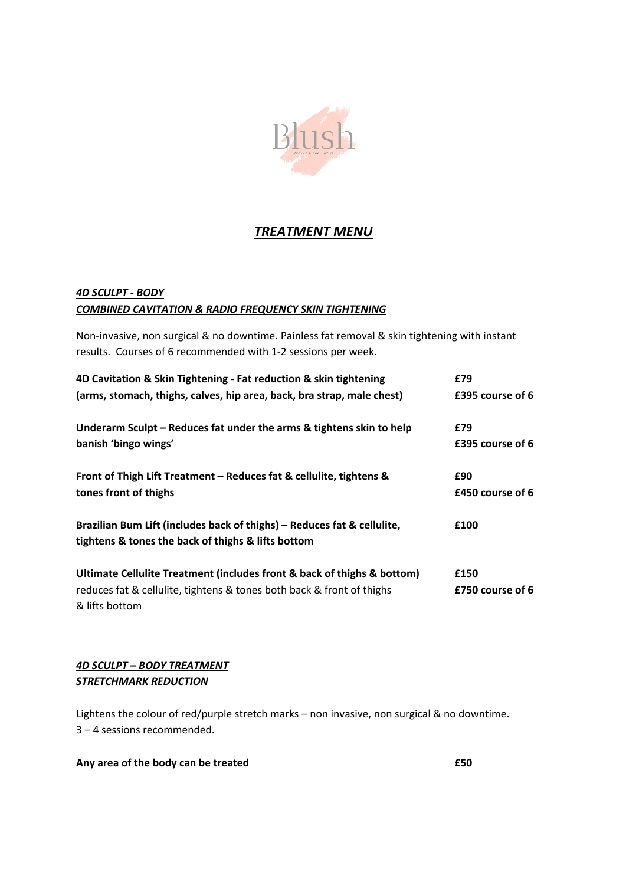Blush

# ***TREATMENT MENU***

## ***4D SCULPT - BODY***
## ***COMBINED CAVITATION & RADIO FREQUENCY SKIN TIGHTENING***

Non-invasive, non surgical & no downtime. Painless fat removal & skin tightening with instant results. Courses of 6 recommended with 1-2 sessions per week.

| Treatment | Price |
|---|---|
| **4D Cavitation & Skin Tightening - Fat reduction & skin tightening (arms, stomach, thighs, calves, hip area, back, bra strap, male chest)** | **£79**<br>**£395 course of 6** |
| **Underarm Sculpt – Reduces fat under the arms & tightens skin to help banish 'bingo wings'** | **£79**<br>**£395 course of 6** |
| **Front of Thigh Lift Treatment – Reduces fat & cellulite, tightens & tones front of thighs** | **£90**<br>**£450 course of 6** |
| **Brazilian Bum Lift (includes back of thighs) – Reduces fat & cellulite, tightens & tones the back of thighs & lifts bottom** | **£100** |
| **Ultimate Cellulite Treatment (includes front & back of thighs & bottom)** reduces fat & cellulite, tightens & tones both back & front of thighs & lifts bottom | **£150**<br>**£750 course of 6** |

## ***4D SCULPT – BODY TREATMENT***
## ***STRETCHMARK REDUCTION***

Lightens the colour of red/purple stretch marks – non invasive, non surgical & no downtime.
3 – 4 sessions recommended.

| Treatment | Price |
|---|---|
| **Any area of the body can be treated** | **£50** |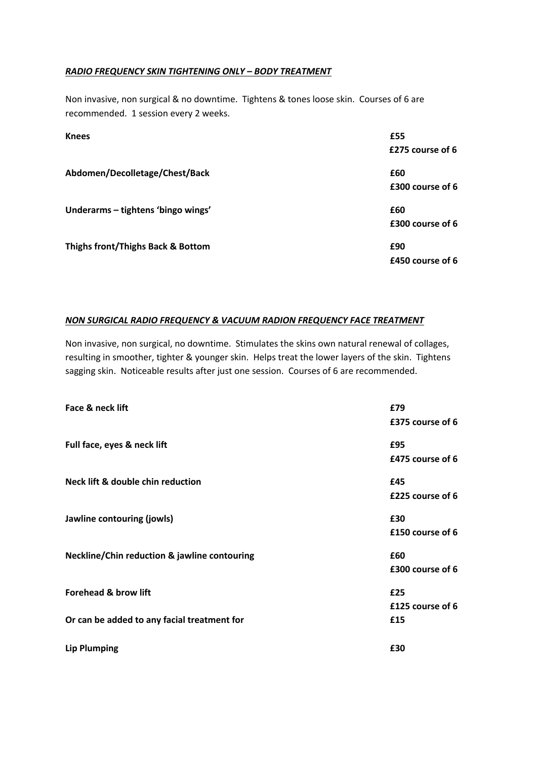***RADIO FREQUENCY SKIN TIGHTENING ONLY – BODY TREATMENT***

Non invasive, non surgical & no downtime. Tightens & tones loose skin. Courses of 6 are recommended. 1 session every 2 weeks.

| | |
|---|---|
| **Knees** | **£55**<br>**£275 course of 6** |
| **Abdomen/Decolletage/Chest/Back** | **£60**<br>**£300 course of 6** |
| **Underarms – tightens 'bingo wings'** | **£60**<br>**£300 course of 6** |
| **Thighs front/Thighs Back & Bottom** | **£90**<br>**£450 course of 6** |

***NON SURGICAL RADIO FREQUENCY & VACUUM RADION FREQUENCY FACE TREATMENT***

Non invasive, non surgical, no downtime. Stimulates the skins own natural renewal of collages, resulting in smoother, tighter & younger skin. Helps treat the lower layers of the skin. Tightens sagging skin. Noticeable results after just one session. Courses of 6 are recommended.

| | |
|---|---|
| **Face & neck lift** | **£79**<br>**£375 course of 6** |
| **Full face, eyes & neck lift** | **£95**<br>**£475 course of 6** |
| **Neck lift & double chin reduction** | **£45**<br>**£225 course of 6** |
| **Jawline contouring (jowls)** | **£30**<br>**£150 course of 6** |
| **Neckline/Chin reduction & jawline contouring** | **£60**<br>**£300 course of 6** |
| **Forehead & brow lift** | **£25**<br>**£125 course of 6** |
| **Or can be added to any facial treatment for** | **£15** |
| **Lip Plumping** | **£30** |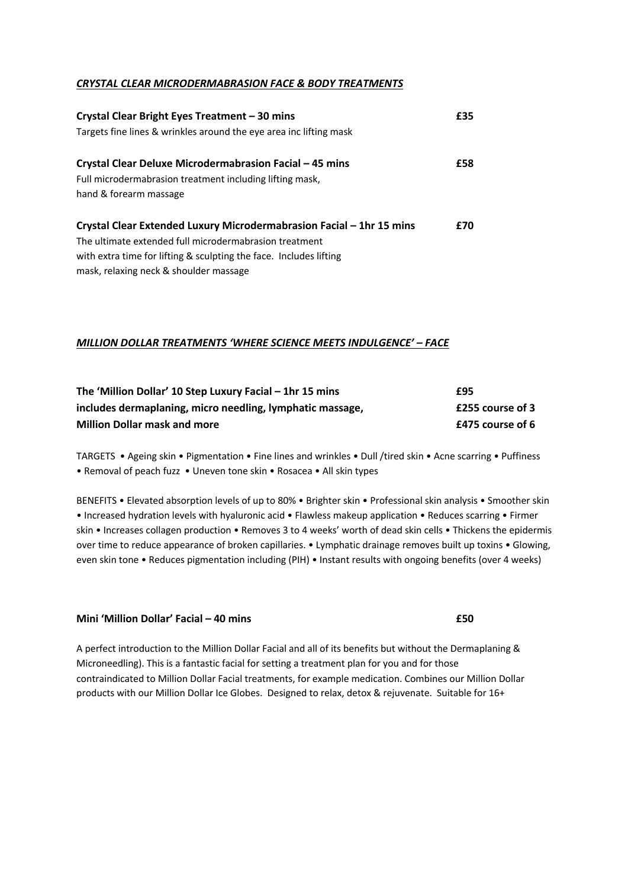## ***CRYSTAL CLEAR MICRODERMABRASION FACE & BODY TREATMENTS***

**Crystal Clear Bright Eyes Treatment – 30 mins** **£35**
Targets fine lines & wrinkles around the eye area inc lifting mask

**Crystal Clear Deluxe Microdermabrasion Facial – 45 mins** **£58**
Full microdermabrasion treatment including lifting mask,
hand & forearm massage

**Crystal Clear Extended Luxury Microdermabrasion Facial – 1hr 15 mins** **£70**
The ultimate extended full microdermabrasion treatment
with extra time for lifting & sculpting the face. Includes lifting
mask, relaxing neck & shoulder massage

## ***MILLION DOLLAR TREATMENTS 'WHERE SCIENCE MEETS INDULGENCE' – FACE***

**The 'Million Dollar' 10 Step Luxury Facial – 1hr 15 mins** **£95**
**includes dermaplaning, micro needling, lymphatic massage,** **£255 course of 3**
**Million Dollar mask and more** **£475 course of 6**

TARGETS • Ageing skin • Pigmentation • Fine lines and wrinkles • Dull /tired skin • Acne scarring • Puffiness • Removal of peach fuzz • Uneven tone skin • Rosacea • All skin types

BENEFITS • Elevated absorption levels of up to 80% • Brighter skin • Professional skin analysis • Smoother skin • Increased hydration levels with hyaluronic acid • Flawless makeup application • Reduces scarring • Firmer skin • Increases collagen production • Removes 3 to 4 weeks' worth of dead skin cells • Thickens the epidermis over time to reduce appearance of broken capillaries. • Lymphatic drainage removes built up toxins • Glowing, even skin tone • Reduces pigmentation including (PIH) • Instant results with ongoing benefits (over 4 weeks)

**Mini 'Million Dollar' Facial – 40 mins** **£50**

A perfect introduction to the Million Dollar Facial and all of its benefits but without the Dermaplaning & Microneedling). This is a fantastic facial for setting a treatment plan for you and for those contraindicated to Million Dollar Facial treatments, for example medication. Combines our Million Dollar products with our Million Dollar Ice Globes. Designed to relax, detox & rejuvenate. Suitable for 16+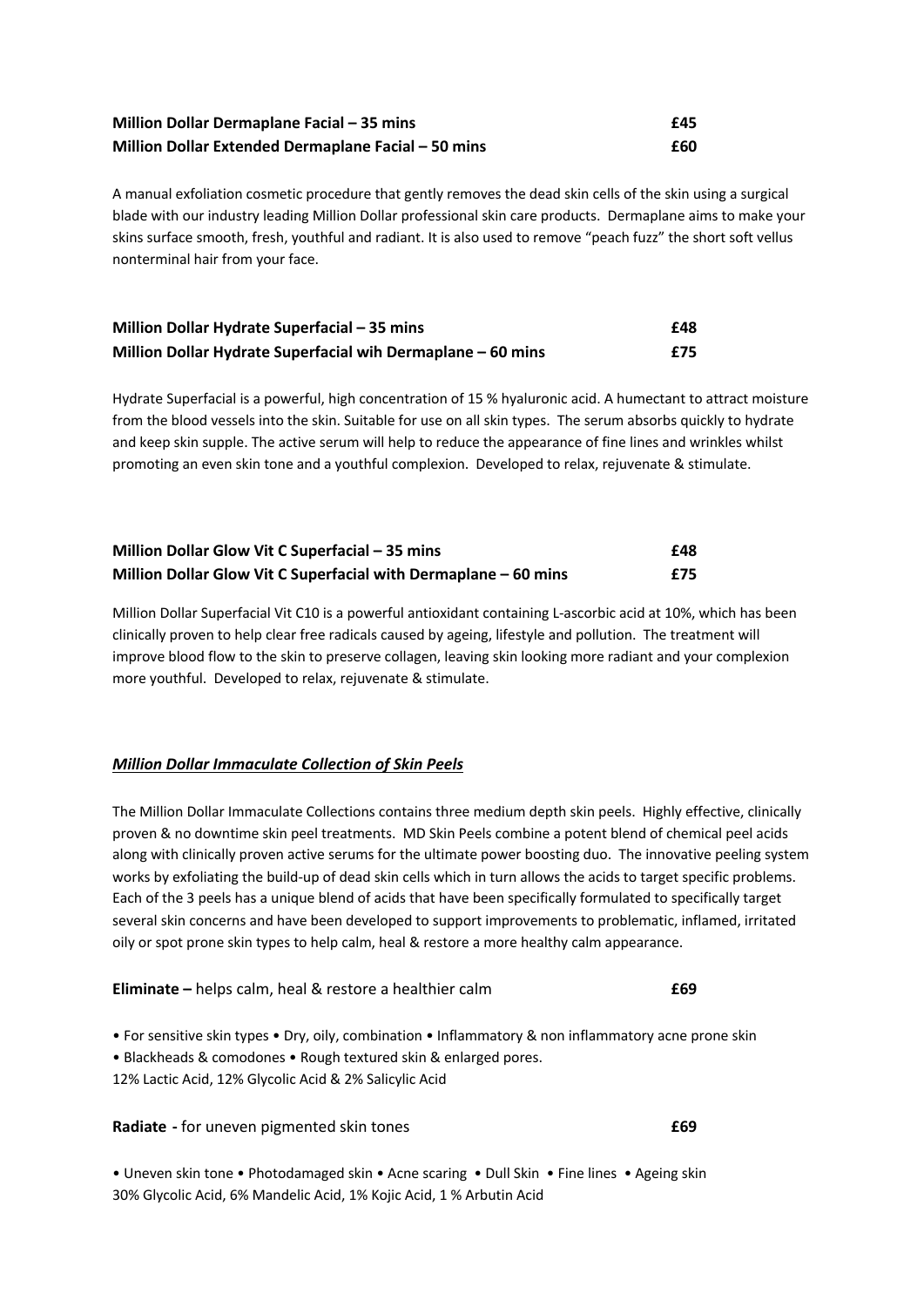**Million Dollar Dermaplane Facial – 35 mins** **£45**
**Million Dollar Extended Dermaplane Facial – 50 mins** **£60**

A manual exfoliation cosmetic procedure that gently removes the dead skin cells of the skin using a surgical blade with our industry leading Million Dollar professional skin care products. Dermaplane aims to make your skins surface smooth, fresh, youthful and radiant. It is also used to remove "peach fuzz" the short soft vellus nonterminal hair from your face.

**Million Dollar Hydrate Superfacial – 35 mins** **£48**
**Million Dollar Hydrate Superfacial wih Dermaplane – 60 mins** **£75**

Hydrate Superfacial is a powerful, high concentration of 15 % hyaluronic acid. A humectant to attract moisture from the blood vessels into the skin. Suitable for use on all skin types. The serum absorbs quickly to hydrate and keep skin supple. The active serum will help to reduce the appearance of fine lines and wrinkles whilst promoting an even skin tone and a youthful complexion. Developed to relax, rejuvenate & stimulate.

**Million Dollar Glow Vit C Superfacial – 35 mins** **£48**
**Million Dollar Glow Vit C Superfacial with Dermaplane – 60 mins** **£75**

Million Dollar Superfacial Vit C10 is a powerful antioxidant containing L-ascorbic acid at 10%, which has been clinically proven to help clear free radicals caused by ageing, lifestyle and pollution. The treatment will improve blood flow to the skin to preserve collagen, leaving skin looking more radiant and your complexion more youthful. Developed to relax, rejuvenate & stimulate.

***Million Dollar Immaculate Collection of Skin Peels***

The Million Dollar Immaculate Collections contains three medium depth skin peels. Highly effective, clinically proven & no downtime skin peel treatments. MD Skin Peels combine a potent blend of chemical peel acids along with clinically proven active serums for the ultimate power boosting duo. The innovative peeling system works by exfoliating the build-up of dead skin cells which in turn allows the acids to target specific problems. Each of the 3 peels has a unique blend of acids that have been specifically formulated to specifically target several skin concerns and have been developed to support improvements to problematic, inflamed, irritated oily or spot prone skin types to help calm, heal & restore a more healthy calm appearance.

**Eliminate –** helps calm, heal & restore a healthier calm **£69**

• For sensitive skin types • Dry, oily, combination • Inflammatory & non inflammatory acne prone skin
• Blackheads & comodones • Rough textured skin & enlarged pores.
12% Lactic Acid, 12% Glycolic Acid & 2% Salicylic Acid

**Radiate -** for uneven pigmented skin tones **£69**

• Uneven skin tone • Photodamaged skin • Acne scaring • Dull Skin • Fine lines • Ageing skin
30% Glycolic Acid, 6% Mandelic Acid, 1% Kojic Acid, 1 % Arbutin Acid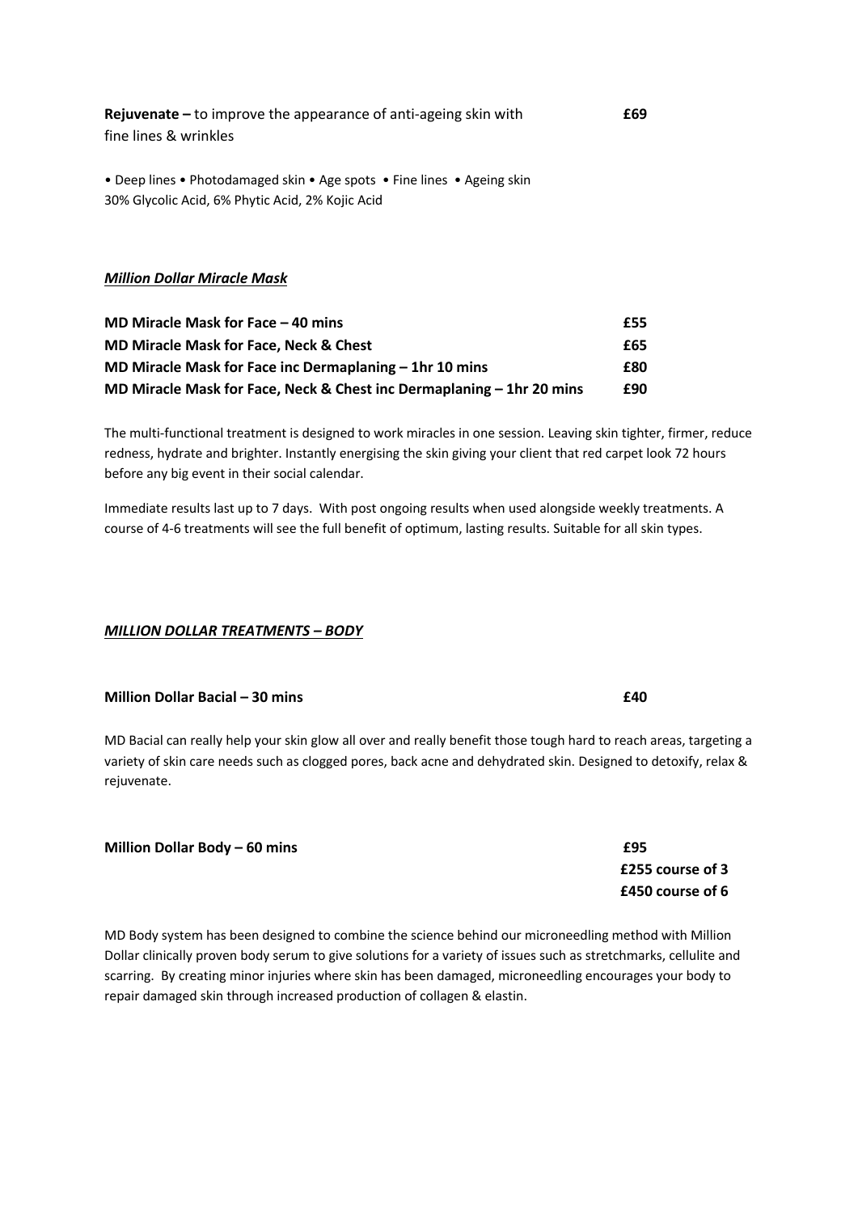**Rejuvenate –** to improve the appearance of anti-ageing skin with fine lines & wrinkles **£69**

• Deep lines • Photodamaged skin • Age spots • Fine lines • Ageing skin
30% Glycolic Acid, 6% Phytic Acid, 2% Kojic Acid

***Million Dollar Miracle Mask***

| | |
|---|---|
| **MD Miracle Mask for Face – 40 mins** | **£55** |
| **MD Miracle Mask for Face, Neck & Chest** | **£65** |
| **MD Miracle Mask for Face inc Dermaplaning – 1hr 10 mins** | **£80** |
| **MD Miracle Mask for Face, Neck & Chest inc Dermaplaning – 1hr 20 mins** | **£90** |

The multi-functional treatment is designed to work miracles in one session. Leaving skin tighter, firmer, reduce redness, hydrate and brighter. Instantly energising the skin giving your client that red carpet look 72 hours before any big event in their social calendar.

Immediate results last up to 7 days. With post ongoing results when used alongside weekly treatments. A course of 4-6 treatments will see the full benefit of optimum, lasting results. Suitable for all skin types.

***MILLION DOLLAR TREATMENTS – BODY***

**Million Dollar Bacial – 30 mins** **£40**

MD Bacial can really help your skin glow all over and really benefit those tough hard to reach areas, targeting a variety of skin care needs such as clogged pores, back acne and dehydrated skin. Designed to detoxify, relax & rejuvenate.

**Million Dollar Body – 60 mins** **£95**
**£255 course of 3**
**£450 course of 6**

MD Body system has been designed to combine the science behind our microneedling method with Million Dollar clinically proven body serum to give solutions for a variety of issues such as stretchmarks, cellulite and scarring. By creating minor injuries where skin has been damaged, microneedling encourages your body to repair damaged skin through increased production of collagen & elastin.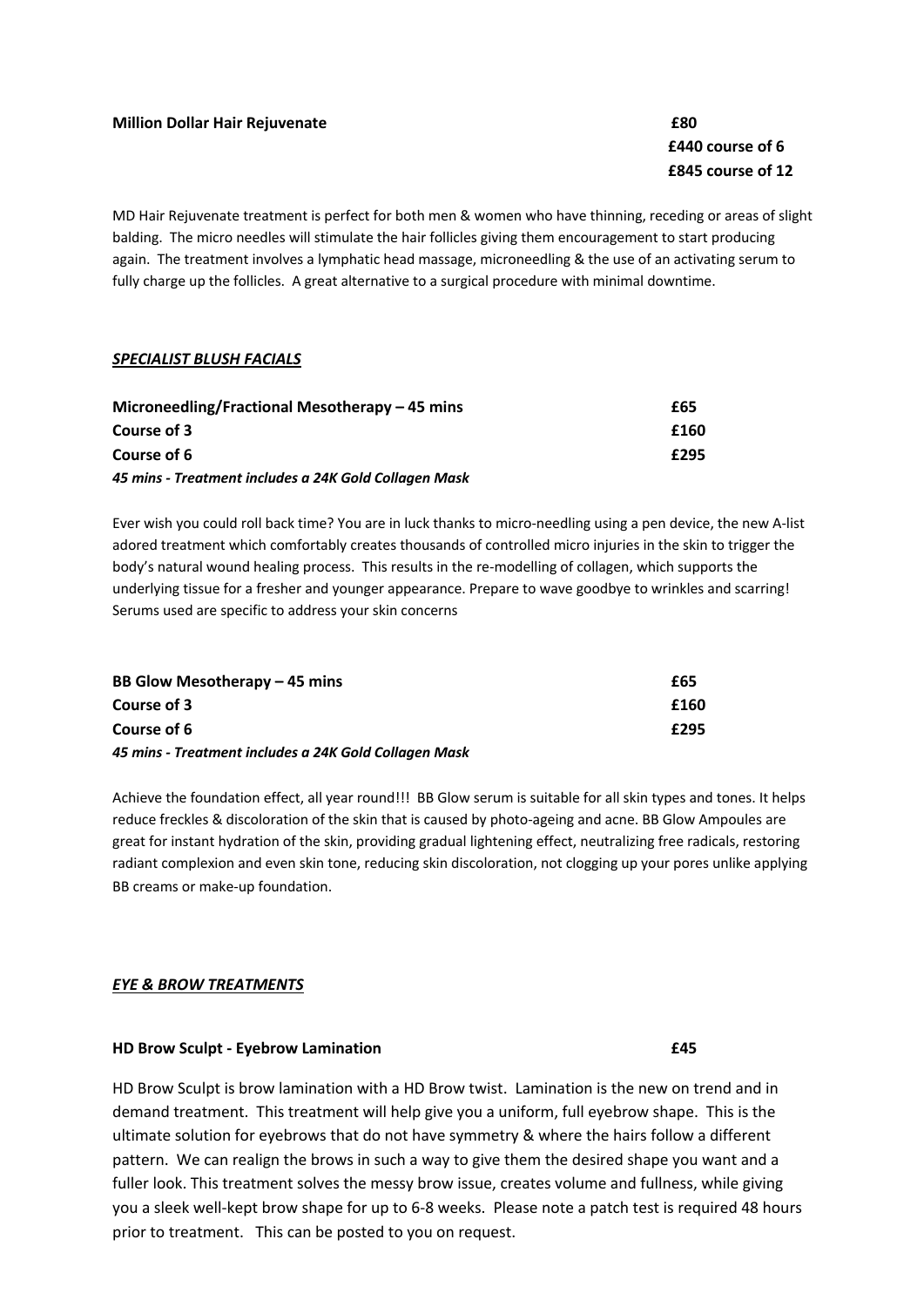**Million Dollar Hair Rejuvenate** **£80**
**£440 course of 6**
**£845 course of 12**

MD Hair Rejuvenate treatment is perfect for both men & women who have thinning, receding or areas of slight balding. The micro needles will stimulate the hair follicles giving them encouragement to start producing again. The treatment involves a lymphatic head massage, microneedling & the use of an activating serum to fully charge up the follicles. A great alternative to a surgical procedure with minimal downtime.

***SPECIALIST BLUSH FACIALS***

| **Microneedling/Fractional Mesotherapy – 45 mins** | **£65** |
|---|---|
| **Course of 3** | **£160** |
| **Course of 6** | **£295** |

***45 mins - Treatment includes a 24K Gold Collagen Mask***

Ever wish you could roll back time? You are in luck thanks to micro-needling using a pen device, the new A-list adored treatment which comfortably creates thousands of controlled micro injuries in the skin to trigger the body's natural wound healing process. This results in the re-modelling of collagen, which supports the underlying tissue for a fresher and younger appearance. Prepare to wave goodbye to wrinkles and scarring! Serums used are specific to address your skin concerns

| **BB Glow Mesotherapy – 45 mins** | **£65** |
|---|---|
| **Course of 3** | **£160** |
| **Course of 6** | **£295** |

***45 mins - Treatment includes a 24K Gold Collagen Mask***

Achieve the foundation effect, all year round!!! BB Glow serum is suitable for all skin types and tones. It helps reduce freckles & discoloration of the skin that is caused by photo-ageing and acne. BB Glow Ampoules are great for instant hydration of the skin, providing gradual lightening effect, neutralizing free radicals, restoring radiant complexion and even skin tone, reducing skin discoloration, not clogging up your pores unlike applying BB creams or make-up foundation.

***EYE & BROW TREATMENTS***

**HD Brow Sculpt - Eyebrow Lamination** **£45**

HD Brow Sculpt is brow lamination with a HD Brow twist. Lamination is the new on trend and in demand treatment. This treatment will help give you a uniform, full eyebrow shape. This is the ultimate solution for eyebrows that do not have symmetry & where the hairs follow a different pattern. We can realign the brows in such a way to give them the desired shape you want and a fuller look. This treatment solves the messy brow issue, creates volume and fullness, while giving you a sleek well-kept brow shape for up to 6-8 weeks. Please note a patch test is required 48 hours prior to treatment. This can be posted to you on request.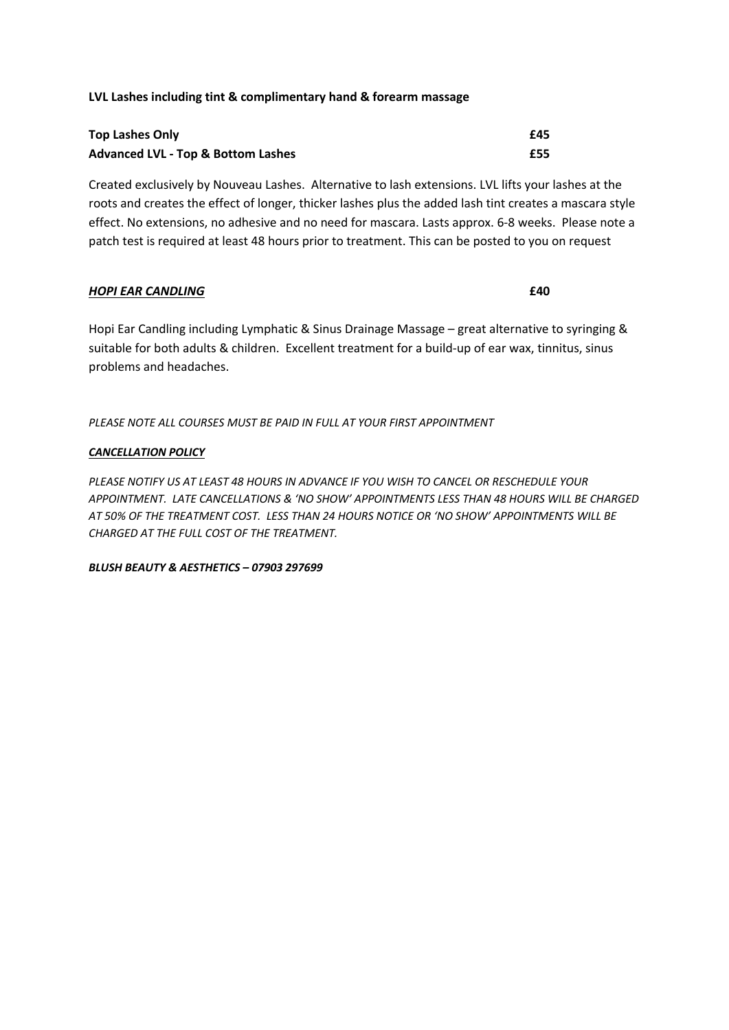**LVL Lashes including tint & complimentary hand & forearm massage**

| | |
|---|---|
| **Top Lashes Only** | **£45** |
| **Advanced LVL - Top & Bottom Lashes** | **£55** |

Created exclusively by Nouveau Lashes. Alternative to lash extensions. LVL lifts your lashes at the roots and creates the effect of longer, thicker lashes plus the added lash tint creates a mascara style effect. No extensions, no adhesive and no need for mascara. Lasts approx. 6-8 weeks. Please note a patch test is required at least 48 hours prior to treatment. This can be posted to you on request

***HOPI EAR CANDLING*** **£40**

Hopi Ear Candling including Lymphatic & Sinus Drainage Massage – great alternative to syringing & suitable for both adults & children. Excellent treatment for a build-up of ear wax, tinnitus, sinus problems and headaches.

*PLEASE NOTE ALL COURSES MUST BE PAID IN FULL AT YOUR FIRST APPOINTMENT*

***CANCELLATION POLICY***

*PLEASE NOTIFY US AT LEAST 48 HOURS IN ADVANCE IF YOU WISH TO CANCEL OR RESCHEDULE YOUR APPOINTMENT. LATE CANCELLATIONS & 'NO SHOW' APPOINTMENTS LESS THAN 48 HOURS WILL BE CHARGED AT 50% OF THE TREATMENT COST. LESS THAN 24 HOURS NOTICE OR 'NO SHOW' APPOINTMENTS WILL BE CHARGED AT THE FULL COST OF THE TREATMENT.*

***BLUSH BEAUTY & AESTHETICS – 07903 297699***